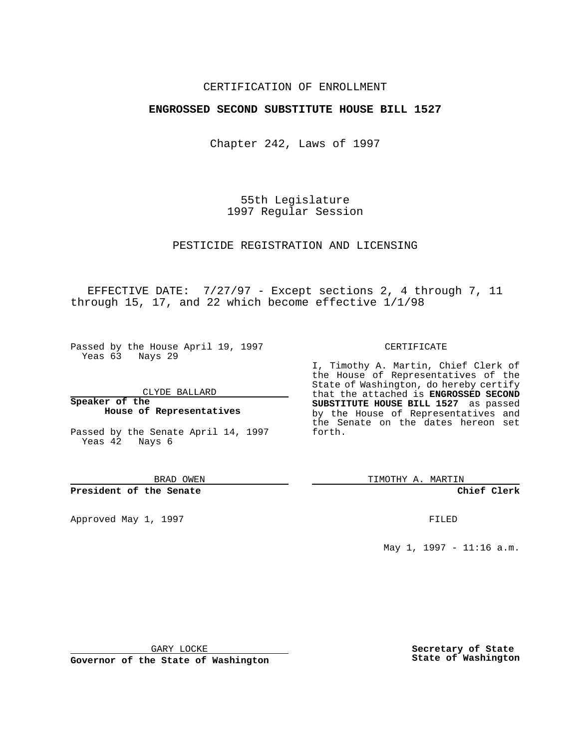CERTIFICATION OF ENROLLMENT

**ENGROSSED SECOND SUBSTITUTE HOUSE BILL 1527**

Chapter 242, Laws of 1997

55th Legislature
1997 Regular Session

PESTICIDE REGISTRATION AND LICENSING

EFFECTIVE DATE: 7/27/97 - Except sections 2, 4 through 7, 11 through 15, 17, and 22 which become effective 1/1/98

Passed by the House April 19, 1997
Yeas 63 Nays 29

CLYDE BALLARD

**Speaker of the House of Representatives**

Passed by the Senate April 14, 1997
Yeas 42 Nays 6

BRAD OWEN

**President of the Senate**

Approved May 1, 1997

GARY LOCKE

**Governor of the State of Washington**

CERTIFICATE

I, Timothy A. Martin, Chief Clerk of the House of Representatives of the State of Washington, do hereby certify that the attached is **ENGROSSED SECOND SUBSTITUTE HOUSE BILL 1527** as passed by the House of Representatives and the Senate on the dates hereon set forth.

TIMOTHY A. MARTIN

**Chief Clerk**

FILED

May 1, 1997 - 11:16 a.m.

**Secretary of State State of Washington**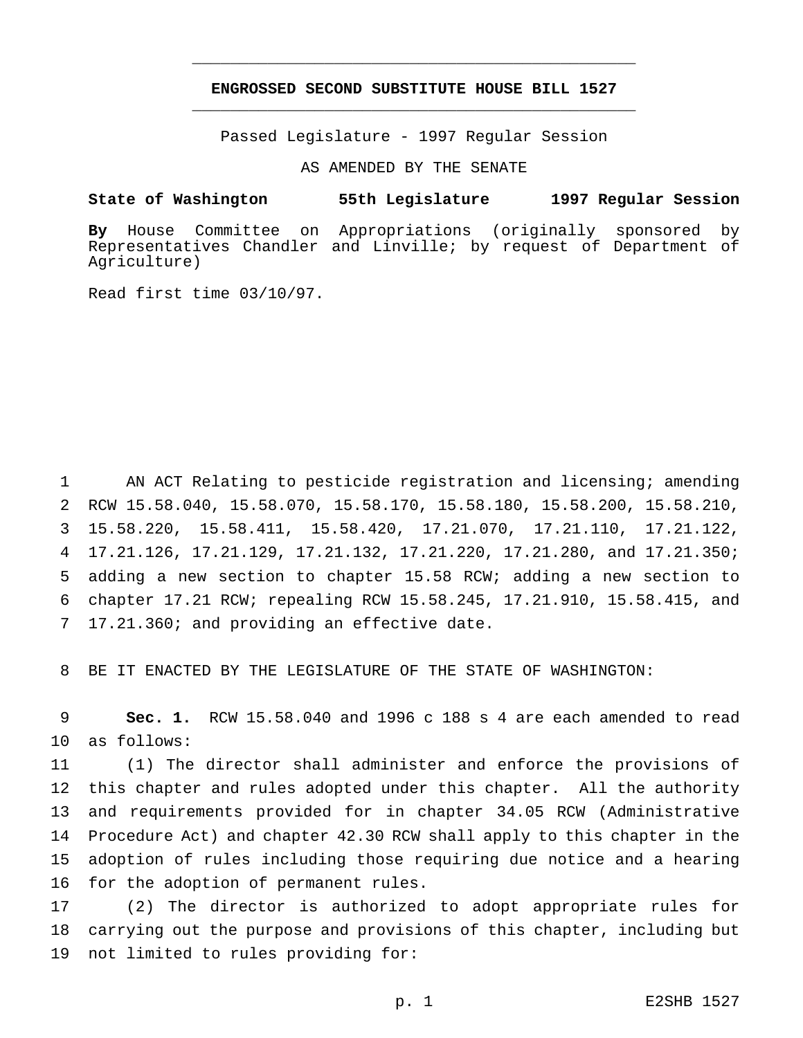# ENGROSSED SECOND SUBSTITUTE HOUSE BILL 1527

Passed Legislature - 1997 Regular Session

AS AMENDED BY THE SENATE

**State of Washington 55th Legislature 1997 Regular Session**

**By** House Committee on Appropriations (originally sponsored by Representatives Chandler and Linville; by request of Department of Agriculture)

Read first time 03/10/97.

1 AN ACT Relating to pesticide registration and licensing; amending
2 RCW 15.58.040, 15.58.070, 15.58.170, 15.58.180, 15.58.200, 15.58.210,
3 15.58.220, 15.58.411, 15.58.420, 17.21.070, 17.21.110, 17.21.122,
4 17.21.126, 17.21.129, 17.21.132, 17.21.220, 17.21.280, and 17.21.350;
5 adding a new section to chapter 15.58 RCW; adding a new section to
6 chapter 17.21 RCW; repealing RCW 15.58.245, 17.21.910, 15.58.415, and
7 17.21.360; and providing an effective date.

8 BE IT ENACTED BY THE LEGISLATURE OF THE STATE OF WASHINGTON:

9 **Sec. 1.** RCW 15.58.040 and 1996 c 188 s 4 are each amended to read
10 as follows:

11 (1) The director shall administer and enforce the provisions of
12 this chapter and rules adopted under this chapter. All the authority
13 and requirements provided for in chapter 34.05 RCW (Administrative
14 Procedure Act) and chapter 42.30 RCW shall apply to this chapter in the
15 adoption of rules including those requiring due notice and a hearing
16 for the adoption of permanent rules.

17 (2) The director is authorized to adopt appropriate rules for
18 carrying out the purpose and provisions of this chapter, including but
19 not limited to rules providing for: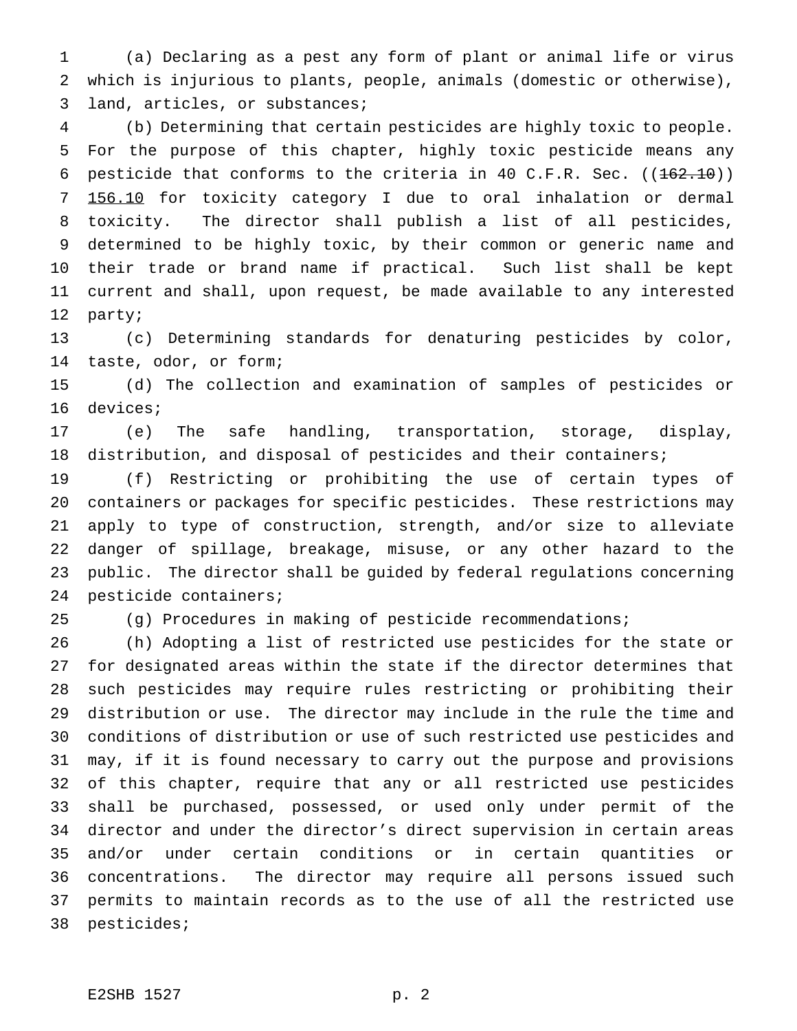(a) Declaring as a pest any form of plant or animal life or virus which is injurious to plants, people, animals (domestic or otherwise), land, articles, or substances;

(b) Determining that certain pesticides are highly toxic to people. For the purpose of this chapter, highly toxic pesticide means any pesticide that conforms to the criteria in 40 C.F.R. Sec. ((~~162.10~~)) 156.10 for toxicity category I due to oral inhalation or dermal toxicity. The director shall publish a list of all pesticides, determined to be highly toxic, by their common or generic name and their trade or brand name if practical. Such list shall be kept current and shall, upon request, be made available to any interested party;

(c) Determining standards for denaturing pesticides by color, taste, odor, or form;

(d) The collection and examination of samples of pesticides or devices;

(e) The safe handling, transportation, storage, display, distribution, and disposal of pesticides and their containers;

(f) Restricting or prohibiting the use of certain types of containers or packages for specific pesticides. These restrictions may apply to type of construction, strength, and/or size to alleviate danger of spillage, breakage, misuse, or any other hazard to the public. The director shall be guided by federal regulations concerning pesticide containers;

(g) Procedures in making of pesticide recommendations;

(h) Adopting a list of restricted use pesticides for the state or for designated areas within the state if the director determines that such pesticides may require rules restricting or prohibiting their distribution or use. The director may include in the rule the time and conditions of distribution or use of such restricted use pesticides and may, if it is found necessary to carry out the purpose and provisions of this chapter, require that any or all restricted use pesticides shall be purchased, possessed, or used only under permit of the director and under the director's direct supervision in certain areas and/or under certain conditions or in certain quantities or concentrations. The director may require all persons issued such permits to maintain records as to the use of all the restricted use pesticides;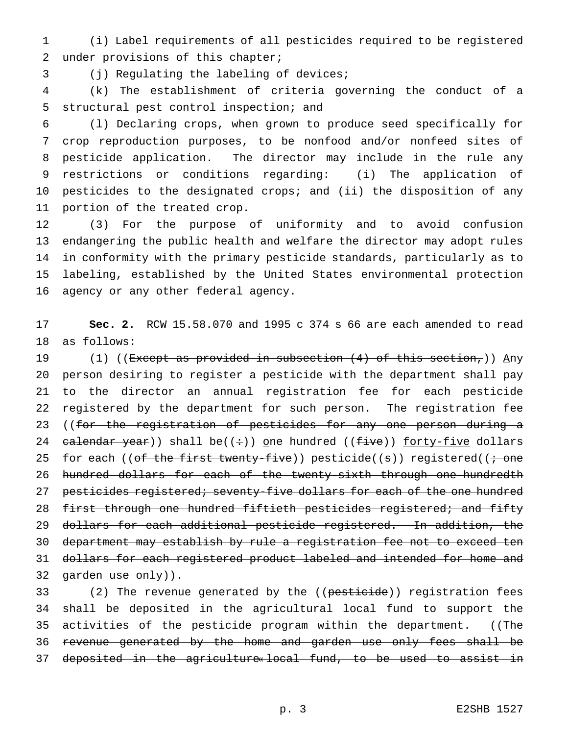(i) Label requirements of all pesticides required to be registered under provisions of this chapter;

(j) Regulating the labeling of devices;

(k) The establishment of criteria governing the conduct of a structural pest control inspection; and

(l) Declaring crops, when grown to produce seed specifically for crop reproduction purposes, to be nonfood and/or nonfeed sites of pesticide application. The director may include in the rule any restrictions or conditions regarding: (i) The application of pesticides to the designated crops; and (ii) the disposition of any portion of the treated crop.

(3) For the purpose of uniformity and to avoid confusion endangering the public health and welfare the director may adopt rules in conformity with the primary pesticide standards, particularly as to labeling, established by the United States environmental protection agency or any other federal agency.

**Sec. 2.** RCW 15.58.070 and 1995 c 374 s 66 are each amended to read as follows:

(1) ((~~Except as provided in subsection (4) of this section,~~)) Any person desiring to register a pesticide with the department shall pay to the director an annual registration fee for each pesticide registered by the department for such person. The registration fee ((~~for the registration of pesticides for any one person during a calendar year~~)) shall be((~~:~~)) one hundred ((~~five~~)) forty-five dollars for each ((~~of the first twenty-five~~)) pesticide((~~s~~)) registered((~~; one hundred dollars for each of the twenty-sixth through one-hundredth pesticides registered; seventy-five dollars for each of the one hundred first through one hundred fiftieth pesticides registered; and fifty dollars for each additional pesticide registered. In addition, the department may establish by rule a registration fee not to exceed ten dollars for each registered product labeled and intended for home and garden use only~~)).

(2) The revenue generated by the ((~~pesticide~~)) registration fees shall be deposited in the agricultural local fund to support the activities of the pesticide program within the department. ((~~The revenue generated by the home and garden use only fees shall be deposited in the agriculture«local fund, to be used to assist in~~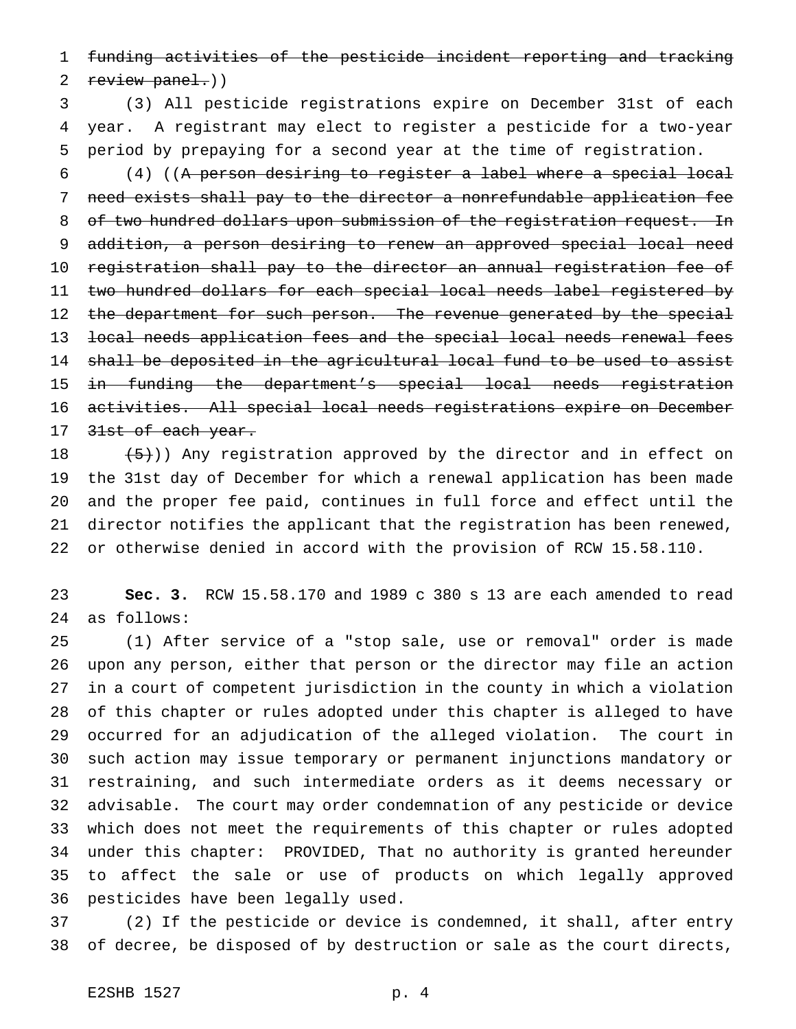~~funding activities of the pesticide incident reporting and tracking review panel.~~))

(3) All pesticide registrations expire on December 31st of each year. A registrant may elect to register a pesticide for a two-year period by prepaying for a second year at the time of registration.

(4) ((~~A person desiring to register a label where a special local need exists shall pay to the director a nonrefundable application fee of two hundred dollars upon submission of the registration request. In addition, a person desiring to renew an approved special local need registration shall pay to the director an annual registration fee of two hundred dollars for each special local needs label registered by the department for such person. The revenue generated by the special local needs application fees and the special local needs renewal fees shall be deposited in the agricultural local fund to be used to assist in funding the department's special local needs registration activities. All special local needs registrations expire on December 31st of each year.~~

~~(5)~~)) Any registration approved by the director and in effect on the 31st day of December for which a renewal application has been made and the proper fee paid, continues in full force and effect until the director notifies the applicant that the registration has been renewed, or otherwise denied in accord with the provision of RCW 15.58.110.

**Sec. 3.** RCW 15.58.170 and 1989 c 380 s 13 are each amended to read as follows:

(1) After service of a "stop sale, use or removal" order is made upon any person, either that person or the director may file an action in a court of competent jurisdiction in the county in which a violation of this chapter or rules adopted under this chapter is alleged to have occurred for an adjudication of the alleged violation. The court in such action may issue temporary or permanent injunctions mandatory or restraining, and such intermediate orders as it deems necessary or advisable. The court may order condemnation of any pesticide or device which does not meet the requirements of this chapter or rules adopted under this chapter: PROVIDED, That no authority is granted hereunder to affect the sale or use of products on which legally approved pesticides have been legally used.

(2) If the pesticide or device is condemned, it shall, after entry of decree, be disposed of by destruction or sale as the court directs,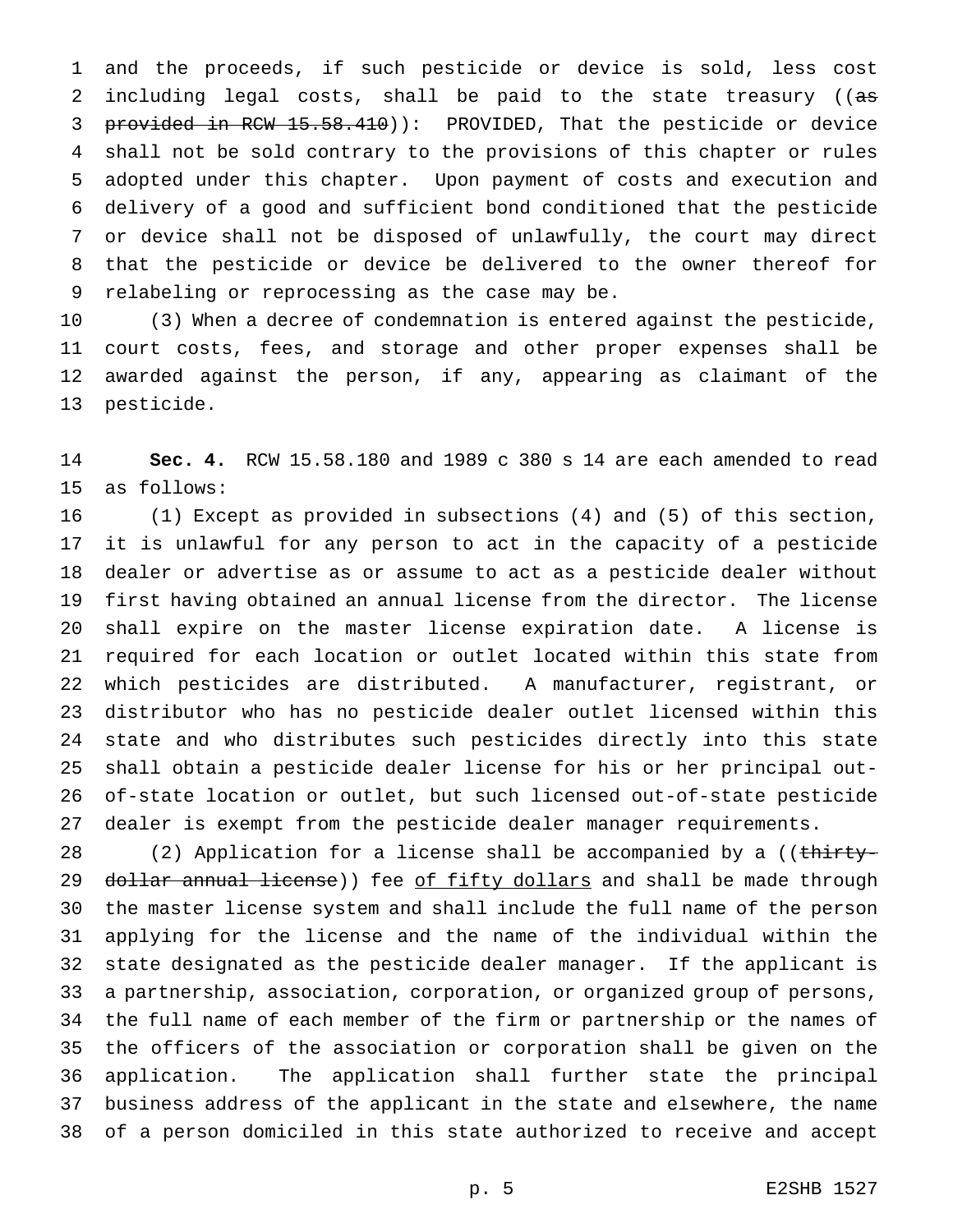and the proceeds, if such pesticide or device is sold, less cost including legal costs, shall be paid to the state treasury ((~~as provided in RCW 15.58.410~~)): PROVIDED, That the pesticide or device shall not be sold contrary to the provisions of this chapter or rules adopted under this chapter. Upon payment of costs and execution and delivery of a good and sufficient bond conditioned that the pesticide or device shall not be disposed of unlawfully, the court may direct that the pesticide or device be delivered to the owner thereof for relabeling or reprocessing as the case may be.

(3) When a decree of condemnation is entered against the pesticide, court costs, fees, and storage and other proper expenses shall be awarded against the person, if any, appearing as claimant of the pesticide.

**Sec. 4.** RCW 15.58.180 and 1989 c 380 s 14 are each amended to read as follows:

(1) Except as provided in subsections (4) and (5) of this section, it is unlawful for any person to act in the capacity of a pesticide dealer or advertise as or assume to act as a pesticide dealer without first having obtained an annual license from the director. The license shall expire on the master license expiration date. A license is required for each location or outlet located within this state from which pesticides are distributed. A manufacturer, registrant, or distributor who has no pesticide dealer outlet licensed within this state and who distributes such pesticides directly into this state shall obtain a pesticide dealer license for his or her principal out-of-state location or outlet, but such licensed out-of-state pesticide dealer is exempt from the pesticide dealer manager requirements.

(2) Application for a license shall be accompanied by a ((~~thirty-dollar annual license~~)) fee <u>of fifty dollars</u> and shall be made through the master license system and shall include the full name of the person applying for the license and the name of the individual within the state designated as the pesticide dealer manager. If the applicant is a partnership, association, corporation, or organized group of persons, the full name of each member of the firm or partnership or the names of the officers of the association or corporation shall be given on the application. The application shall further state the principal business address of the applicant in the state and elsewhere, the name of a person domiciled in this state authorized to receive and accept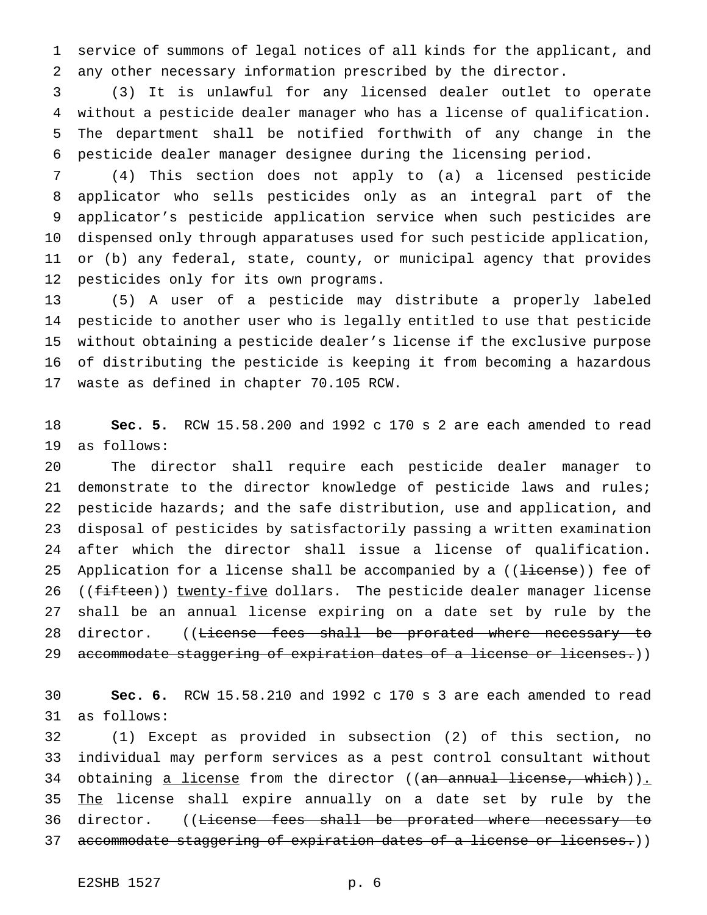service of summons of legal notices of all kinds for the applicant, and any other necessary information prescribed by the director.

(3) It is unlawful for any licensed dealer outlet to operate without a pesticide dealer manager who has a license of qualification. The department shall be notified forthwith of any change in the pesticide dealer manager designee during the licensing period.

(4) This section does not apply to (a) a licensed pesticide applicator who sells pesticides only as an integral part of the applicator's pesticide application service when such pesticides are dispensed only through apparatuses used for such pesticide application, or (b) any federal, state, county, or municipal agency that provides pesticides only for its own programs.

(5) A user of a pesticide may distribute a properly labeled pesticide to another user who is legally entitled to use that pesticide without obtaining a pesticide dealer's license if the exclusive purpose of distributing the pesticide is keeping it from becoming a hazardous waste as defined in chapter 70.105 RCW.

**Sec. 5.** RCW 15.58.200 and 1992 c 170 s 2 are each amended to read as follows:

The director shall require each pesticide dealer manager to demonstrate to the director knowledge of pesticide laws and rules; pesticide hazards; and the safe distribution, use and application, and disposal of pesticides by satisfactorily passing a written examination after which the director shall issue a license of qualification. Application for a license shall be accompanied by a ((~~license~~)) fee of ((~~fifteen~~)) <u>twenty-five</u> dollars. The pesticide dealer manager license shall be an annual license expiring on a date set by rule by the director. ((~~License fees shall be prorated where necessary to accommodate staggering of expiration dates of a license or licenses.~~))

**Sec. 6.** RCW 15.58.210 and 1992 c 170 s 3 are each amended to read as follows:

(1) Except as provided in subsection (2) of this section, no individual may perform services as a pest control consultant without obtaining <u>a license</u> from the director ((~~an annual license, which~~))<u>.</u> <u>The</u> license shall expire annually on a date set by rule by the director. ((~~License fees shall be prorated where necessary to accommodate staggering of expiration dates of a license or licenses.~~))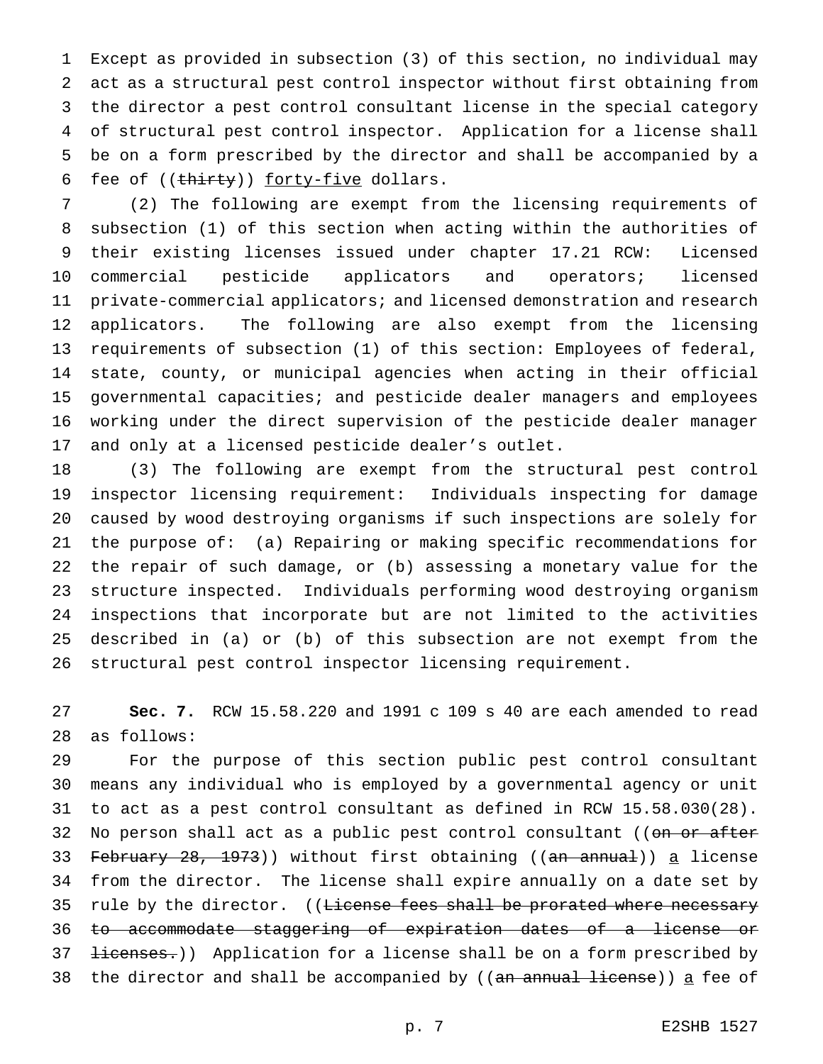Except as provided in subsection (3) of this section, no individual may act as a structural pest control inspector without first obtaining from the director a pest control consultant license in the special category of structural pest control inspector. Application for a license shall be on a form prescribed by the director and shall be accompanied by a fee of ((~~thirty~~)) forty-five dollars.

(2) The following are exempt from the licensing requirements of subsection (1) of this section when acting within the authorities of their existing licenses issued under chapter 17.21 RCW: Licensed commercial pesticide applicators and operators; licensed private-commercial applicators; and licensed demonstration and research applicators. The following are also exempt from the licensing requirements of subsection (1) of this section: Employees of federal, state, county, or municipal agencies when acting in their official governmental capacities; and pesticide dealer managers and employees working under the direct supervision of the pesticide dealer manager and only at a licensed pesticide dealer's outlet.

(3) The following are exempt from the structural pest control inspector licensing requirement: Individuals inspecting for damage caused by wood destroying organisms if such inspections are solely for the purpose of: (a) Repairing or making specific recommendations for the repair of such damage, or (b) assessing a monetary value for the structure inspected. Individuals performing wood destroying organism inspections that incorporate but are not limited to the activities described in (a) or (b) of this subsection are not exempt from the structural pest control inspector licensing requirement.

**Sec. 7.** RCW 15.58.220 and 1991 c 109 s 40 are each amended to read as follows:

For the purpose of this section public pest control consultant means any individual who is employed by a governmental agency or unit to act as a pest control consultant as defined in RCW 15.58.030(28). No person shall act as a public pest control consultant ((~~on or after February 28, 1973~~)) without first obtaining ((~~an annual~~)) a license from the director. The license shall expire annually on a date set by rule by the director. ((~~License fees shall be prorated where necessary to accommodate staggering of expiration dates of a license or licenses.~~)) Application for a license shall be on a form prescribed by the director and shall be accompanied by ((~~an annual license~~)) a fee of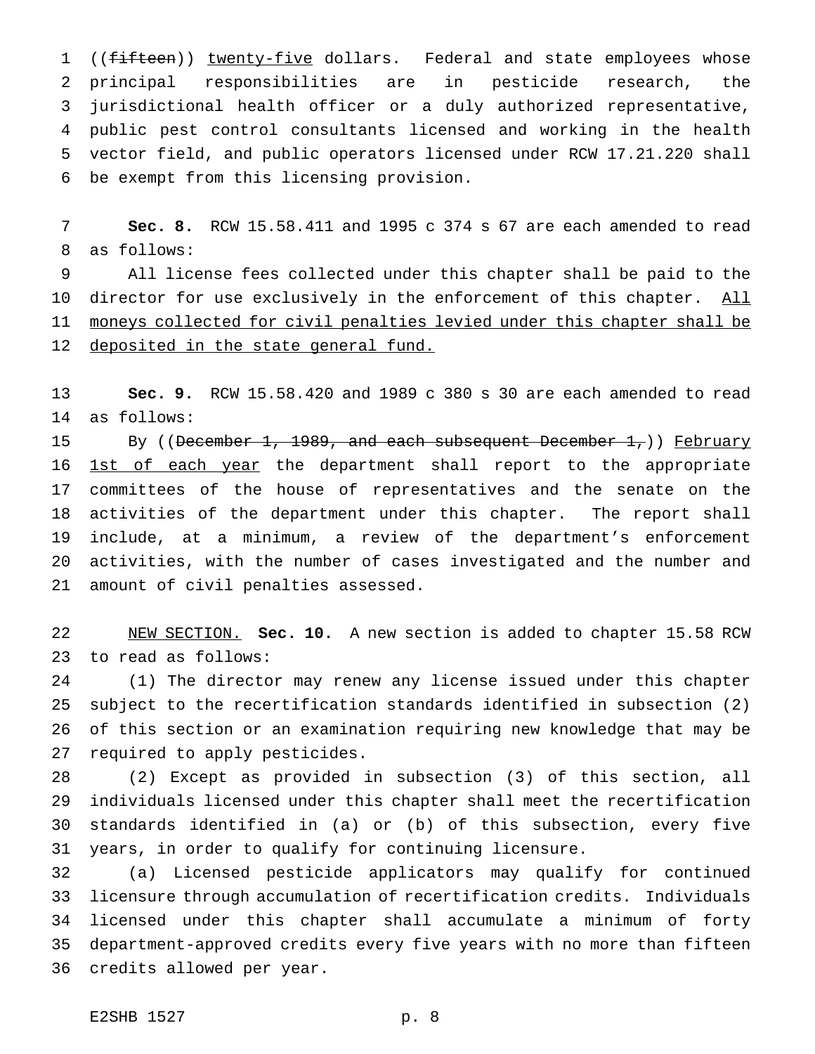((~~fifteen~~)) <u>twenty-five</u> dollars. Federal and state employees whose principal responsibilities are in pesticide research, the jurisdictional health officer or a duly authorized representative, public pest control consultants licensed and working in the health vector field, and public operators licensed under RCW 17.21.220 shall be exempt from this licensing provision.

**Sec. 8.** RCW 15.58.411 and 1995 c 374 s 67 are each amended to read as follows:

All license fees collected under this chapter shall be paid to the director for use exclusively in the enforcement of this chapter. <u>All moneys collected for civil penalties levied under this chapter shall be deposited in the state general fund.</u>

**Sec. 9.** RCW 15.58.420 and 1989 c 380 s 30 are each amended to read as follows:

By ((~~December 1, 1989, and each subsequent December 1,~~)) <u>February 1st of each year</u> the department shall report to the appropriate committees of the house of representatives and the senate on the activities of the department under this chapter. The report shall include, at a minimum, a review of the department's enforcement activities, with the number of cases investigated and the number and amount of civil penalties assessed.

<u>NEW SECTION.</u> **Sec. 10.** A new section is added to chapter 15.58 RCW to read as follows:

(1) The director may renew any license issued under this chapter subject to the recertification standards identified in subsection (2) of this section or an examination requiring new knowledge that may be required to apply pesticides.

(2) Except as provided in subsection (3) of this section, all individuals licensed under this chapter shall meet the recertification standards identified in (a) or (b) of this subsection, every five years, in order to qualify for continuing licensure.

(a) Licensed pesticide applicators may qualify for continued licensure through accumulation of recertification credits. Individuals licensed under this chapter shall accumulate a minimum of forty department-approved credits every five years with no more than fifteen credits allowed per year.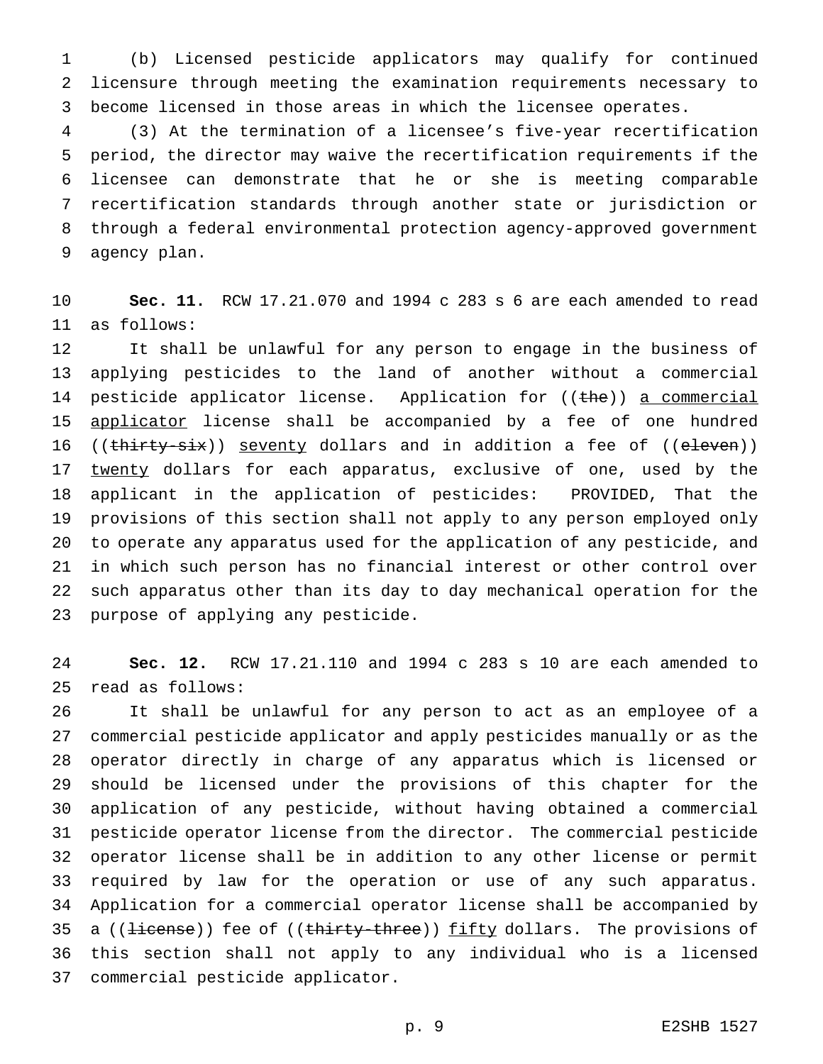(b) Licensed pesticide applicators may qualify for continued licensure through meeting the examination requirements necessary to become licensed in those areas in which the licensee operates.

(3) At the termination of a licensee's five-year recertification period, the director may waive the recertification requirements if the licensee can demonstrate that he or she is meeting comparable recertification standards through another state or jurisdiction or through a federal environmental protection agency-approved government agency plan.

**Sec. 11.** RCW 17.21.070 and 1994 c 283 s 6 are each amended to read as follows:

It shall be unlawful for any person to engage in the business of applying pesticides to the land of another without a commercial pesticide applicator license. Application for ((~~the~~)) <u>a commercial applicator</u> license shall be accompanied by a fee of one hundred ((~~thirty-six~~)) <u>seventy</u> dollars and in addition a fee of ((~~eleven~~)) <u>twenty</u> dollars for each apparatus, exclusive of one, used by the applicant in the application of pesticides: PROVIDED, That the provisions of this section shall not apply to any person employed only to operate any apparatus used for the application of any pesticide, and in which such person has no financial interest or other control over such apparatus other than its day to day mechanical operation for the purpose of applying any pesticide.

**Sec. 12.** RCW 17.21.110 and 1994 c 283 s 10 are each amended to read as follows:

It shall be unlawful for any person to act as an employee of a commercial pesticide applicator and apply pesticides manually or as the operator directly in charge of any apparatus which is licensed or should be licensed under the provisions of this chapter for the application of any pesticide, without having obtained a commercial pesticide operator license from the director. The commercial pesticide operator license shall be in addition to any other license or permit required by law for the operation or use of any such apparatus. Application for a commercial operator license shall be accompanied by a ((~~license~~)) fee of ((~~thirty-three~~)) <u>fifty</u> dollars. The provisions of this section shall not apply to any individual who is a licensed commercial pesticide applicator.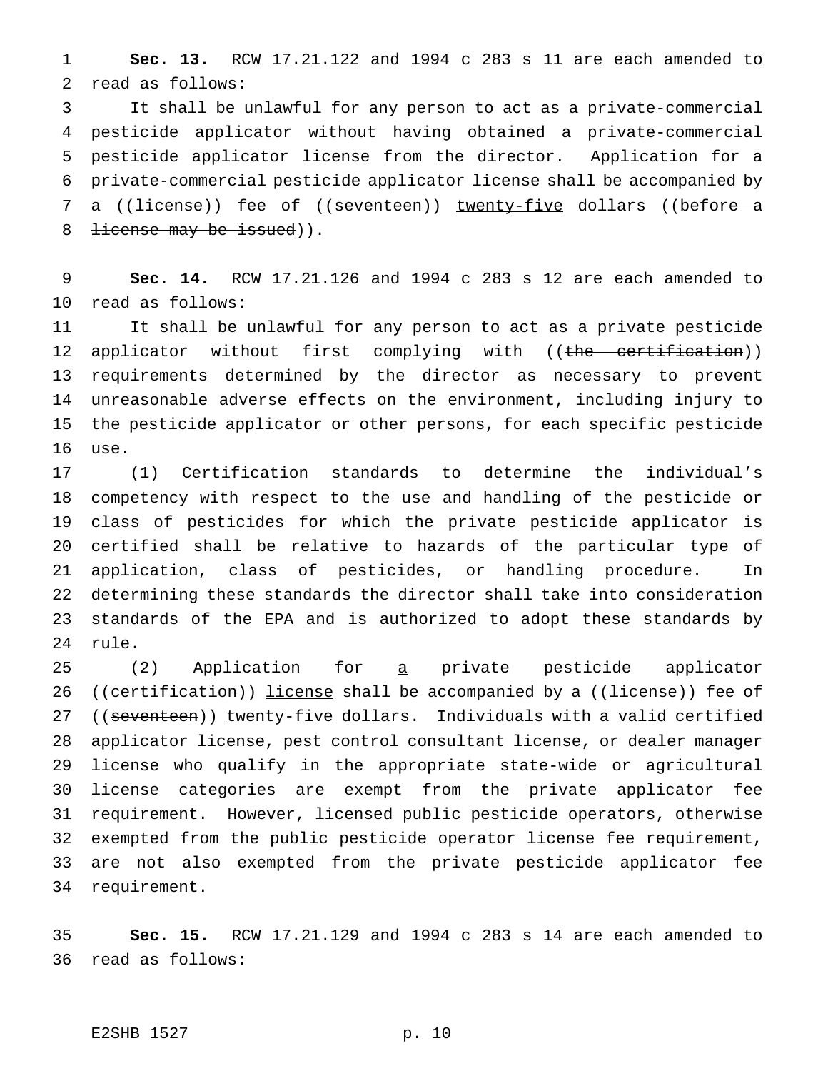**Sec. 13.** RCW 17.21.122 and 1994 c 283 s 11 are each amended to read as follows:

It shall be unlawful for any person to act as a private-commercial pesticide applicator without having obtained a private-commercial pesticide applicator license from the director. Application for a private-commercial pesticide applicator license shall be accompanied by a ((~~license~~)) fee of ((~~seventeen~~)) <u>twenty-five</u> dollars ((~~before a license may be issued~~)).

**Sec. 14.** RCW 17.21.126 and 1994 c 283 s 12 are each amended to read as follows:

It shall be unlawful for any person to act as a private pesticide applicator without first complying with ((~~the certification~~)) requirements determined by the director as necessary to prevent unreasonable adverse effects on the environment, including injury to the pesticide applicator or other persons, for each specific pesticide use.

(1) Certification standards to determine the individual's competency with respect to the use and handling of the pesticide or class of pesticides for which the private pesticide applicator is certified shall be relative to hazards of the particular type of application, class of pesticides, or handling procedure. In determining these standards the director shall take into consideration standards of the EPA and is authorized to adopt these standards by rule.

(2) Application for <u>a</u> private pesticide applicator ((~~certification~~)) <u>license</u> shall be accompanied by a ((~~license~~)) fee of ((~~seventeen~~)) <u>twenty-five</u> dollars. Individuals with a valid certified applicator license, pest control consultant license, or dealer manager license who qualify in the appropriate state-wide or agricultural license categories are exempt from the private applicator fee requirement. However, licensed public pesticide operators, otherwise exempted from the public pesticide operator license fee requirement, are not also exempted from the private pesticide applicator fee requirement.

**Sec. 15.** RCW 17.21.129 and 1994 c 283 s 14 are each amended to read as follows: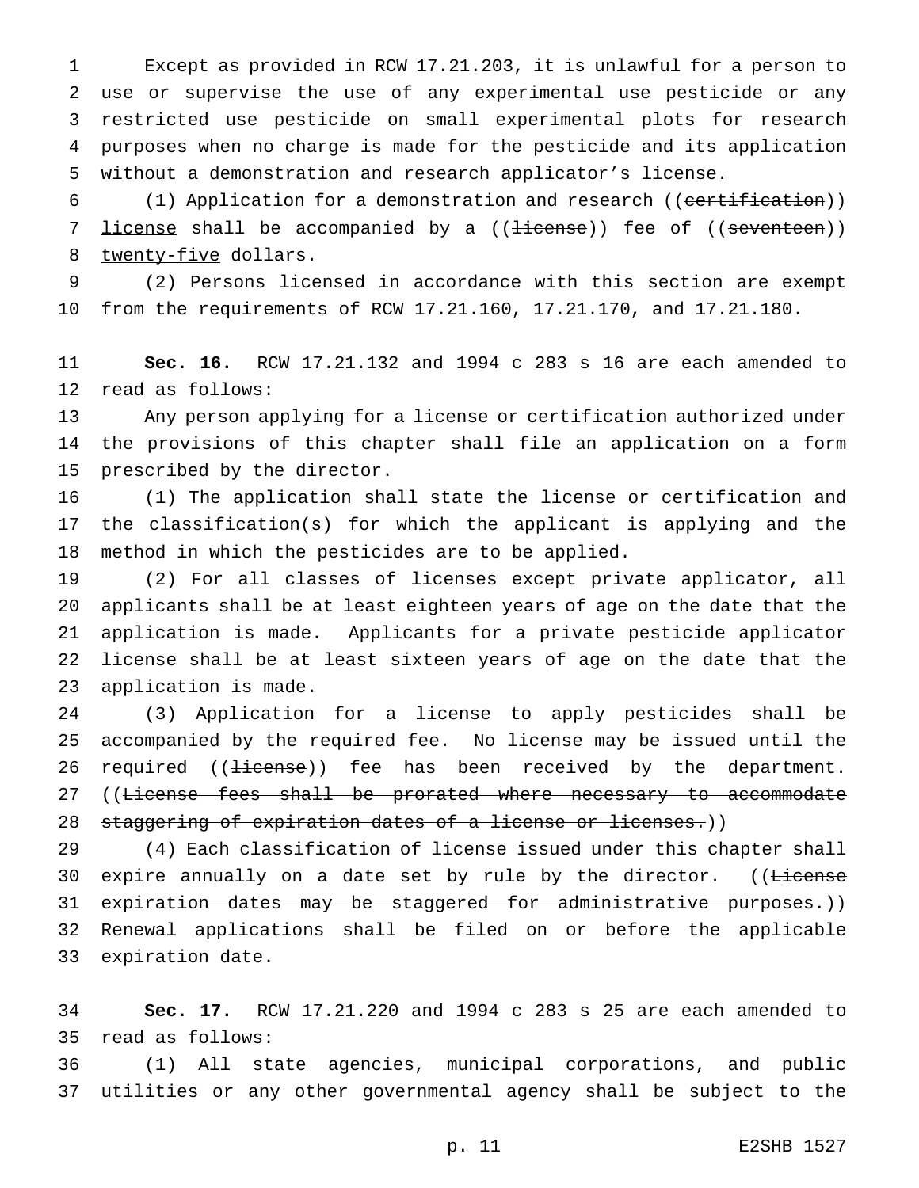Except as provided in RCW 17.21.203, it is unlawful for a person to use or supervise the use of any experimental use pesticide or any restricted use pesticide on small experimental plots for research purposes when no charge is made for the pesticide and its application without a demonstration and research applicator's license.

(1) Application for a demonstration and research ((~~certification~~)) <u>license</u> shall be accompanied by a ((~~license~~)) fee of ((~~seventeen~~)) <u>twenty-five</u> dollars.

(2) Persons licensed in accordance with this section are exempt from the requirements of RCW 17.21.160, 17.21.170, and 17.21.180.

**Sec. 16.** RCW 17.21.132 and 1994 c 283 s 16 are each amended to read as follows:

Any person applying for a license or certification authorized under the provisions of this chapter shall file an application on a form prescribed by the director.

(1) The application shall state the license or certification and the classification(s) for which the applicant is applying and the method in which the pesticides are to be applied.

(2) For all classes of licenses except private applicator, all applicants shall be at least eighteen years of age on the date that the application is made. Applicants for a private pesticide applicator license shall be at least sixteen years of age on the date that the application is made.

(3) Application for a license to apply pesticides shall be accompanied by the required fee. No license may be issued until the required ((~~license~~)) fee has been received by the department. ((~~License fees shall be prorated where necessary to accommodate staggering of expiration dates of a license or licenses.~~))

(4) Each classification of license issued under this chapter shall expire annually on a date set by rule by the director. ((~~License expiration dates may be staggered for administrative purposes.~~)) Renewal applications shall be filed on or before the applicable expiration date.

**Sec. 17.** RCW 17.21.220 and 1994 c 283 s 25 are each amended to read as follows:

(1) All state agencies, municipal corporations, and public utilities or any other governmental agency shall be subject to the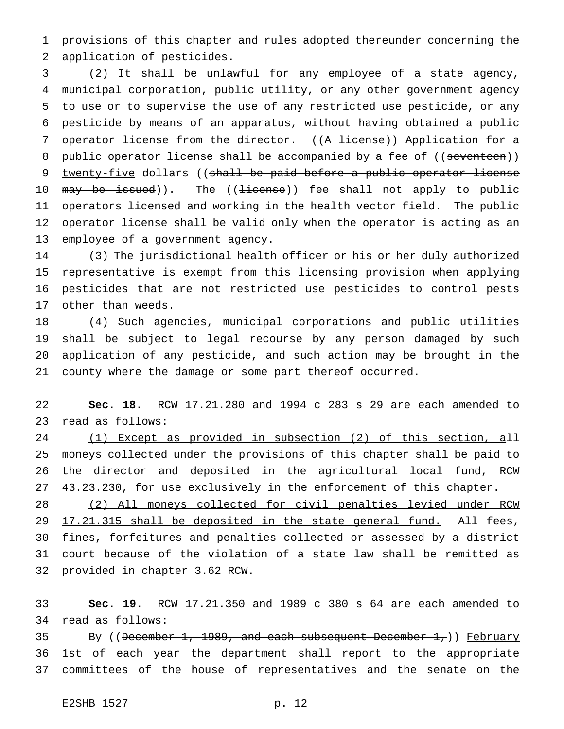provisions of this chapter and rules adopted thereunder concerning the application of pesticides.

(2) It shall be unlawful for any employee of a state agency, municipal corporation, public utility, or any other government agency to use or to supervise the use of any restricted use pesticide, or any pesticide by means of an apparatus, without having obtained a public operator license from the director. ((~~A license~~)) <u>Application for a public operator license shall be accompanied by a</u> fee of ((~~seventeen~~)) <u>twenty-five</u> dollars ((~~shall be paid before a public operator license may be issued~~)). The ((~~license~~)) fee shall not apply to public operators licensed and working in the health vector field. The public operator license shall be valid only when the operator is acting as an employee of a government agency.

(3) The jurisdictional health officer or his or her duly authorized representative is exempt from this licensing provision when applying pesticides that are not restricted use pesticides to control pests other than weeds.

(4) Such agencies, municipal corporations and public utilities shall be subject to legal recourse by any person damaged by such application of any pesticide, and such action may be brought in the county where the damage or some part thereof occurred.

**Sec. 18.** RCW 17.21.280 and 1994 c 283 s 29 are each amended to read as follows:

<u>(1) Except as provided in subsection (2) of this section, a</u>ll moneys collected under the provisions of this chapter shall be paid to the director and deposited in the agricultural local fund, RCW 43.23.230, for use exclusively in the enforcement of this chapter.

<u>(2) All moneys collected for civil penalties levied under RCW 17.21.315 shall be deposited in the state general fund.</u> All fees, fines, forfeitures and penalties collected or assessed by a district court because of the violation of a state law shall be remitted as provided in chapter 3.62 RCW.

**Sec. 19.** RCW 17.21.350 and 1989 c 380 s 64 are each amended to read as follows:

By ((~~December 1, 1989, and each subsequent December 1,~~)) <u>February 1st of each year</u> the department shall report to the appropriate committees of the house of representatives and the senate on the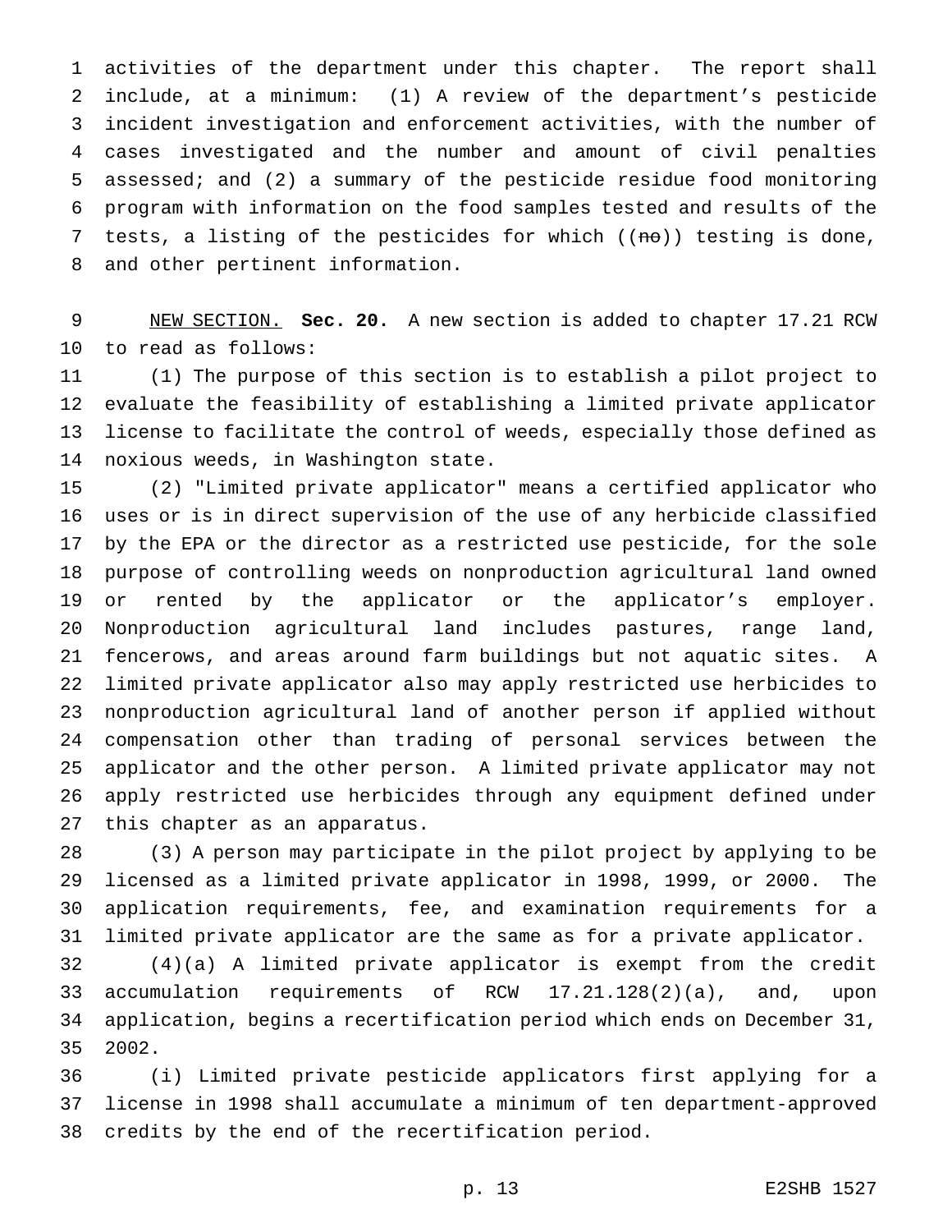activities of the department under this chapter. The report shall include, at a minimum: (1) A review of the department's pesticide incident investigation and enforcement activities, with the number of cases investigated and the number and amount of civil penalties assessed; and (2) a summary of the pesticide residue food monitoring program with information on the food samples tested and results of the tests, a listing of the pesticides for which ((~~no~~)) testing is done, and other pertinent information.

NEW SECTION. **Sec. 20.** A new section is added to chapter 17.21 RCW to read as follows:

(1) The purpose of this section is to establish a pilot project to evaluate the feasibility of establishing a limited private applicator license to facilitate the control of weeds, especially those defined as noxious weeds, in Washington state.

(2) "Limited private applicator" means a certified applicator who uses or is in direct supervision of the use of any herbicide classified by the EPA or the director as a restricted use pesticide, for the sole purpose of controlling weeds on nonproduction agricultural land owned or rented by the applicator or the applicator's employer. Nonproduction agricultural land includes pastures, range land, fencerows, and areas around farm buildings but not aquatic sites. A limited private applicator also may apply restricted use herbicides to nonproduction agricultural land of another person if applied without compensation other than trading of personal services between the applicator and the other person. A limited private applicator may not apply restricted use herbicides through any equipment defined under this chapter as an apparatus.

(3) A person may participate in the pilot project by applying to be licensed as a limited private applicator in 1998, 1999, or 2000. The application requirements, fee, and examination requirements for a limited private applicator are the same as for a private applicator.

(4)(a) A limited private applicator is exempt from the credit accumulation requirements of RCW 17.21.128(2)(a), and, upon application, begins a recertification period which ends on December 31, 2002.

(i) Limited private pesticide applicators first applying for a license in 1998 shall accumulate a minimum of ten department-approved credits by the end of the recertification period.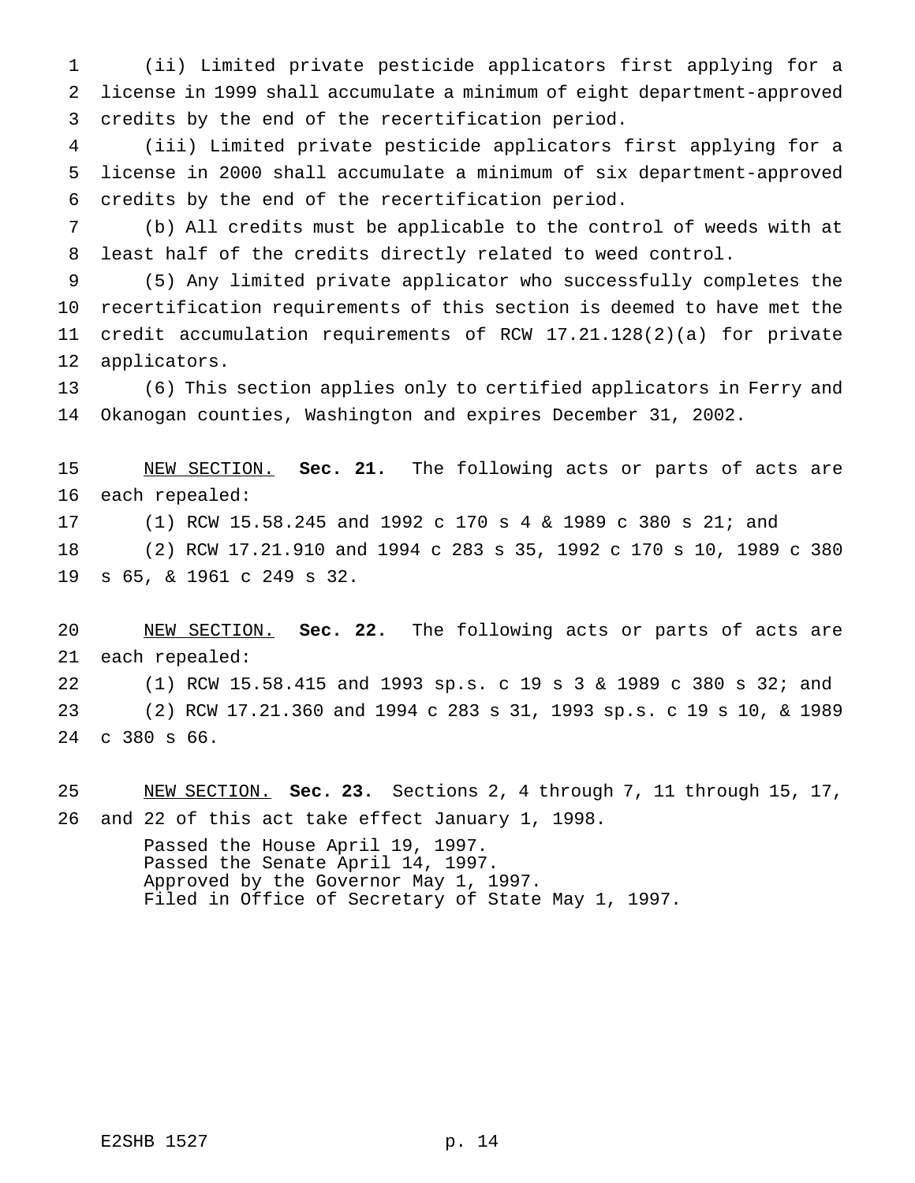(ii) Limited private pesticide applicators first applying for a license in 1999 shall accumulate a minimum of eight department-approved credits by the end of the recertification period.

(iii) Limited private pesticide applicators first applying for a license in 2000 shall accumulate a minimum of six department-approved credits by the end of the recertification period.

(b) All credits must be applicable to the control of weeds with at least half of the credits directly related to weed control.

(5) Any limited private applicator who successfully completes the recertification requirements of this section is deemed to have met the credit accumulation requirements of RCW 17.21.128(2)(a) for private applicators.

(6) This section applies only to certified applicators in Ferry and Okanogan counties, Washington and expires December 31, 2002.

NEW SECTION. **Sec. 21.** The following acts or parts of acts are each repealed:

(1) RCW 15.58.245 and 1992 c 170 s 4 & 1989 c 380 s 21; and

(2) RCW 17.21.910 and 1994 c 283 s 35, 1992 c 170 s 10, 1989 c 380 s 65, & 1961 c 249 s 32.

NEW SECTION. **Sec. 22.** The following acts or parts of acts are each repealed:

(1) RCW 15.58.415 and 1993 sp.s. c 19 s 3 & 1989 c 380 s 32; and

(2) RCW 17.21.360 and 1994 c 283 s 31, 1993 sp.s. c 19 s 10, & 1989 c 380 s 66.

NEW SECTION. **Sec. 23.** Sections 2, 4 through 7, 11 through 15, 17, and 22 of this act take effect January 1, 1998.

Passed the House April 19, 1997.
Passed the Senate April 14, 1997.
Approved by the Governor May 1, 1997.
Filed in Office of Secretary of State May 1, 1997.